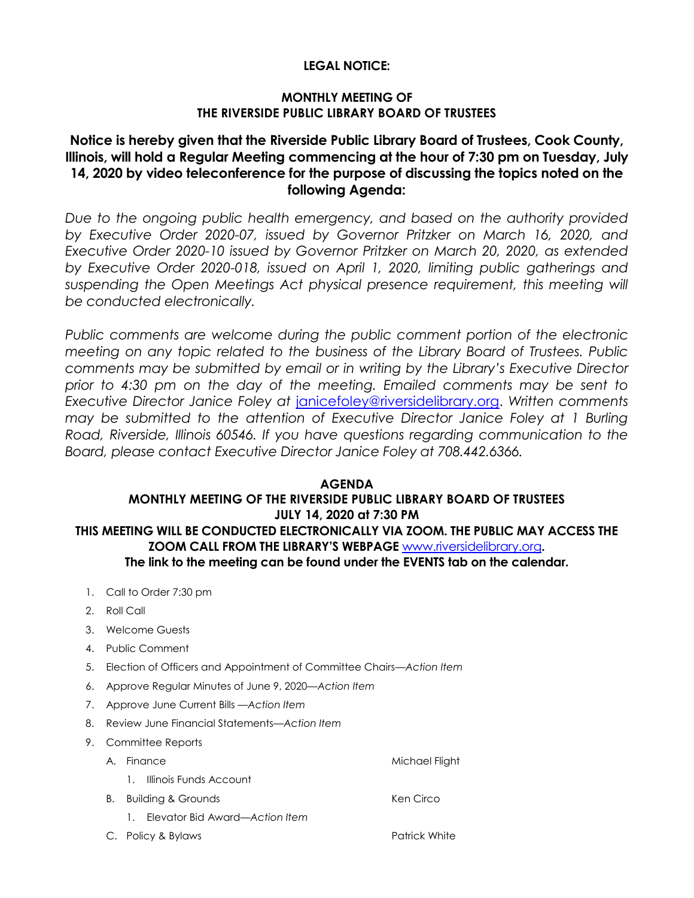**LEGAL NOTICE:**

**MONTHLY MEETING OF**
**THE RIVERSIDE PUBLIC LIBRARY BOARD OF TRUSTEES**

## Notice is hereby given that the Riverside Public Library Board of Trustees, Cook County, Illinois, will hold a Regular Meeting commencing at the hour of 7:30 pm on Tuesday, July 14, 2020 by video teleconference for the purpose of discussing the topics noted on the following Agenda:

*Due to the ongoing public health emergency, and based on the authority provided by Executive Order 2020-07, issued by Governor Pritzker on March 16, 2020, and Executive Order 2020-10 issued by Governor Pritzker on March 20, 2020, as extended by Executive Order 2020-018, issued on April 1, 2020, limiting public gatherings and suspending the Open Meetings Act physical presence requirement, this meeting will be conducted electronically.*

*Public comments are welcome during the public comment portion of the electronic meeting on any topic related to the business of the Library Board of Trustees. Public comments may be submitted by email or in writing by the Library's Executive Director prior to 4:30 pm on the day of the meeting. Emailed comments may be sent to Executive Director Janice Foley at* janicefoley@riversidelibrary.org. *Written comments may be submitted to the attention of Executive Director Janice Foley at 1 Burling Road, Riverside, Illinois 60546. If you have questions regarding communication to the Board, please contact Executive Director Janice Foley at 708.442.6366.*

**AGENDA**
**MONTHLY MEETING OF THE RIVERSIDE PUBLIC LIBRARY BOARD OF TRUSTEES**
**JULY 14, 2020 at 7:30 PM**
**THIS MEETING WILL BE CONDUCTED ELECTRONICALLY VIA ZOOM. THE PUBLIC MAY ACCESS THE ZOOM CALL FROM THE LIBRARY'S WEBPAGE** www.riversidelibrary.org**.**
**The link to the meeting can be found under the EVENTS tab on the calendar.**

1. Call to Order 7:30 pm
2. Roll Call
3. Welcome Guests
4. Public Comment
5. Election of Officers and Appointment of Committee Chairs—*Action Item*
6. Approve Regular Minutes of June 9, 2020—*Action Item*
7. Approve June Current Bills —*Action Item*
8. Review June Financial Statements—*Action Item*
9. Committee Reports
   - A. Finance — Michael Flight
     1. Illinois Funds Account
   - B. Building & Grounds — Ken Circo
     1. Elevator Bid Award—*Action Item*
   - C. Policy & Bylaws — Patrick White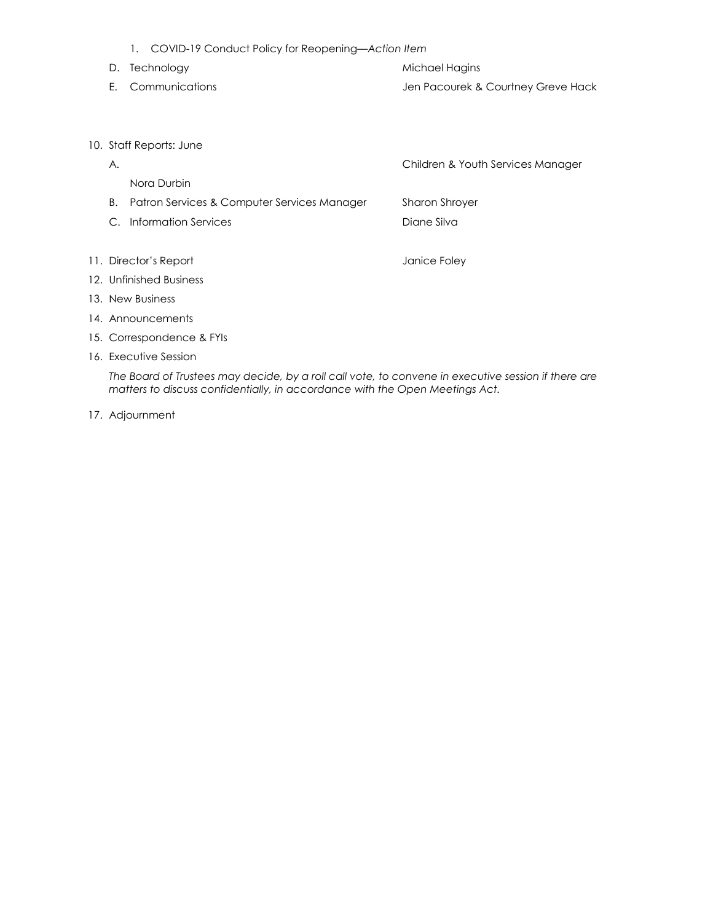1. COVID-19 Conduct Policy for Reopening—*Action Item*

D. Technology — Michael Hagins

E. Communications — Jen Pacourek & Courtney Greve Hack

10. Staff Reports: June

    A. Children & Youth Services Manager
    Nora Durbin

    B. Patron Services & Computer Services Manager — Sharon Shroyer

    C. Information Services — Diane Silva

11. Director's Report — Janice Foley
12. Unfinished Business
13. New Business
14. Announcements
15. Correspondence & FYIs
16. Executive Session

    *The Board of Trustees may decide, by a roll call vote, to convene in executive session if there are matters to discuss confidentially, in accordance with the Open Meetings Act.*

17. Adjournment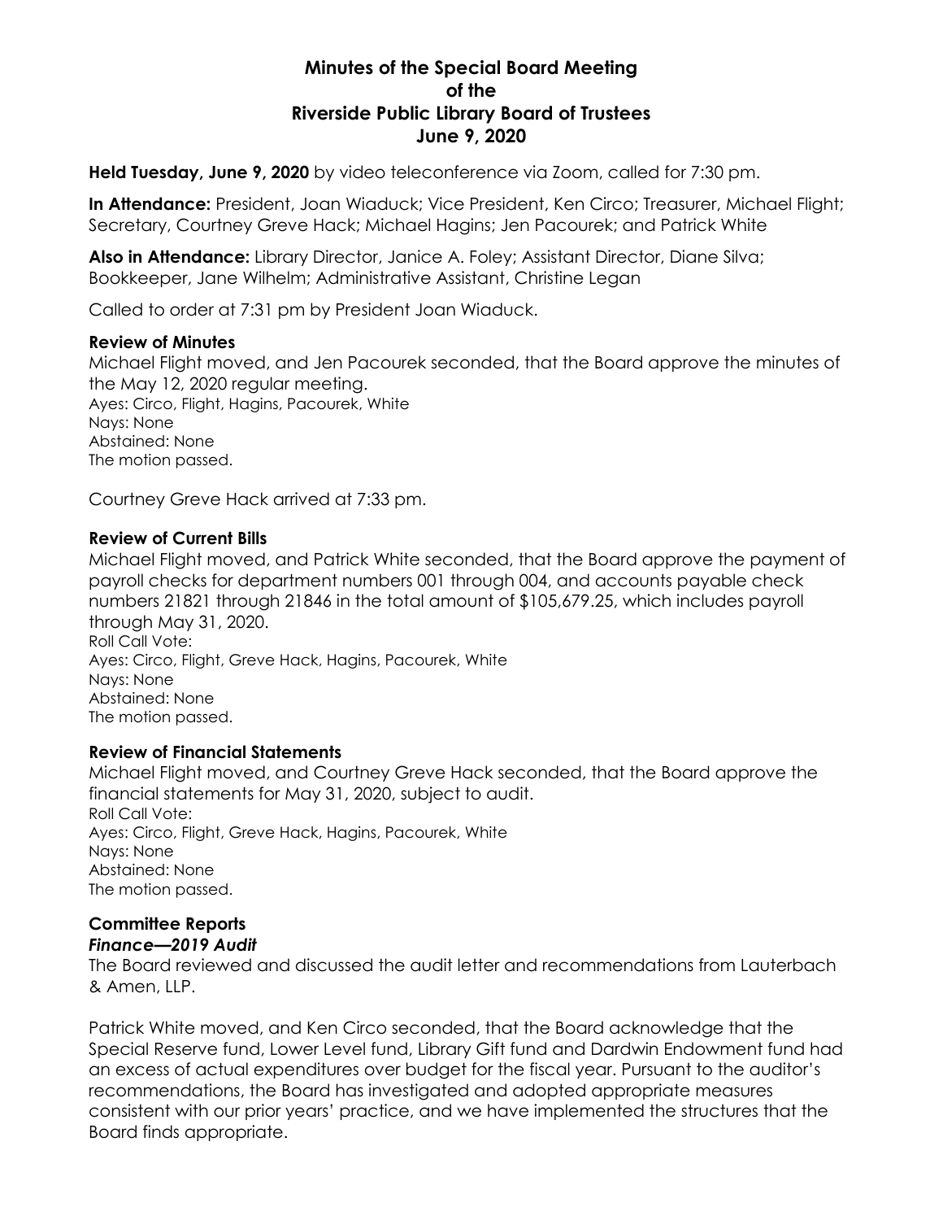# Minutes of the Special Board Meeting of the Riverside Public Library Board of Trustees June 9, 2020

**Held Tuesday, June 9, 2020** by video teleconference via Zoom, called for 7:30 pm.

**In Attendance:** President, Joan Wiaduck; Vice President, Ken Circo; Treasurer, Michael Flight; Secretary, Courtney Greve Hack; Michael Hagins; Jen Pacourek; and Patrick White

**Also in Attendance:** Library Director, Janice A. Foley; Assistant Director, Diane Silva; Bookkeeper, Jane Wilhelm; Administrative Assistant, Christine Legan

Called to order at 7:31 pm by President Joan Wiaduck.

### Review of Minutes

Michael Flight moved, and Jen Pacourek seconded, that the Board approve the minutes of the May 12, 2020 regular meeting.
Ayes: Circo, Flight, Hagins, Pacourek, White
Nays: None
Abstained: None
The motion passed.

Courtney Greve Hack arrived at 7:33 pm.

### Review of Current Bills

Michael Flight moved, and Patrick White seconded, that the Board approve the payment of payroll checks for department numbers 001 through 004, and accounts payable check numbers 21821 through 21846 in the total amount of $105,679.25, which includes payroll through May 31, 2020.
Roll Call Vote:
Ayes: Circo, Flight, Greve Hack, Hagins, Pacourek, White
Nays: None
Abstained: None
The motion passed.

### Review of Financial Statements

Michael Flight moved, and Courtney Greve Hack seconded, that the Board approve the financial statements for May 31, 2020, subject to audit.
Roll Call Vote:
Ayes: Circo, Flight, Greve Hack, Hagins, Pacourek, White
Nays: None
Abstained: None
The motion passed.

### Committee Reports

#### *Finance—2019 Audit*

The Board reviewed and discussed the audit letter and recommendations from Lauterbach & Amen, LLP.

Patrick White moved, and Ken Circo seconded, that the Board acknowledge that the Special Reserve fund, Lower Level fund, Library Gift fund and Dardwin Endowment fund had an excess of actual expenditures over budget for the fiscal year. Pursuant to the auditor's recommendations, the Board has investigated and adopted appropriate measures consistent with our prior years' practice, and we have implemented the structures that the Board finds appropriate.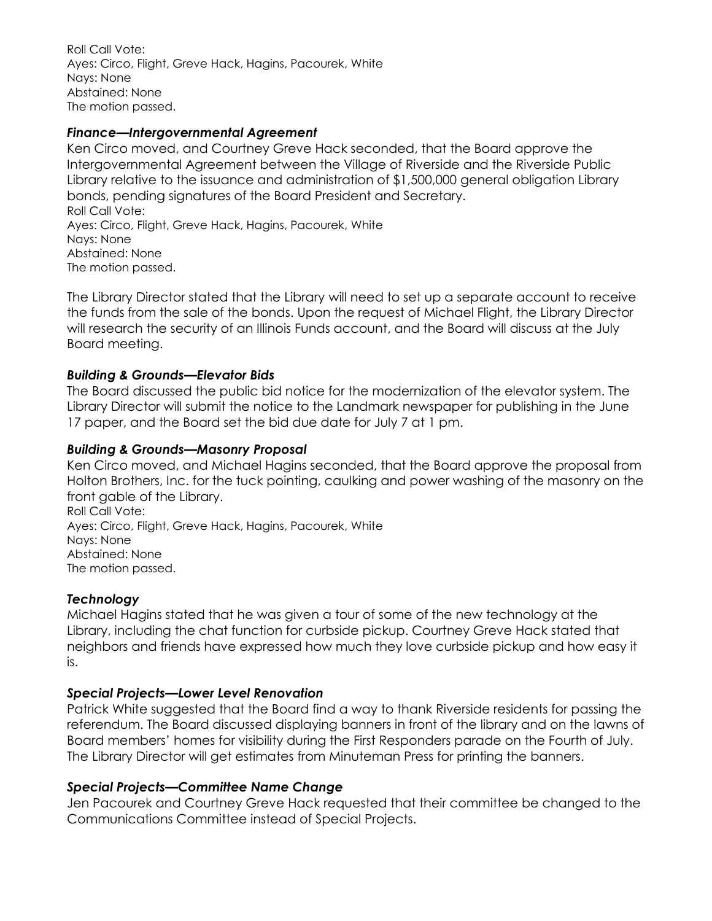Roll Call Vote:
Ayes: Circo, Flight, Greve Hack, Hagins, Pacourek, White
Nays: None
Abstained: None
The motion passed.

### *Finance—Intergovernmental Agreement*

Ken Circo moved, and Courtney Greve Hack seconded, that the Board approve the Intergovernmental Agreement between the Village of Riverside and the Riverside Public Library relative to the issuance and administration of $1,500,000 general obligation Library bonds, pending signatures of the Board President and Secretary.
Roll Call Vote:
Ayes: Circo, Flight, Greve Hack, Hagins, Pacourek, White
Nays: None
Abstained: None
The motion passed.

The Library Director stated that the Library will need to set up a separate account to receive the funds from the sale of the bonds. Upon the request of Michael Flight, the Library Director will research the security of an Illinois Funds account, and the Board will discuss at the July Board meeting.

### *Building & Grounds—Elevator Bids*

The Board discussed the public bid notice for the modernization of the elevator system. The Library Director will submit the notice to the Landmark newspaper for publishing in the June 17 paper, and the Board set the bid due date for July 7 at 1 pm.

### *Building & Grounds—Masonry Proposal*

Ken Circo moved, and Michael Hagins seconded, that the Board approve the proposal from Holton Brothers, Inc. for the tuck pointing, caulking and power washing of the masonry on the front gable of the Library.
Roll Call Vote:
Ayes: Circo, Flight, Greve Hack, Hagins, Pacourek, White
Nays: None
Abstained: None
The motion passed.

### *Technology*

Michael Hagins stated that he was given a tour of some of the new technology at the Library, including the chat function for curbside pickup. Courtney Greve Hack stated that neighbors and friends have expressed how much they love curbside pickup and how easy it is.

### *Special Projects—Lower Level Renovation*

Patrick White suggested that the Board find a way to thank Riverside residents for passing the referendum. The Board discussed displaying banners in front of the library and on the lawns of Board members' homes for visibility during the First Responders parade on the Fourth of July. The Library Director will get estimates from Minuteman Press for printing the banners.

### *Special Projects—Committee Name Change*

Jen Pacourek and Courtney Greve Hack requested that their committee be changed to the Communications Committee instead of Special Projects.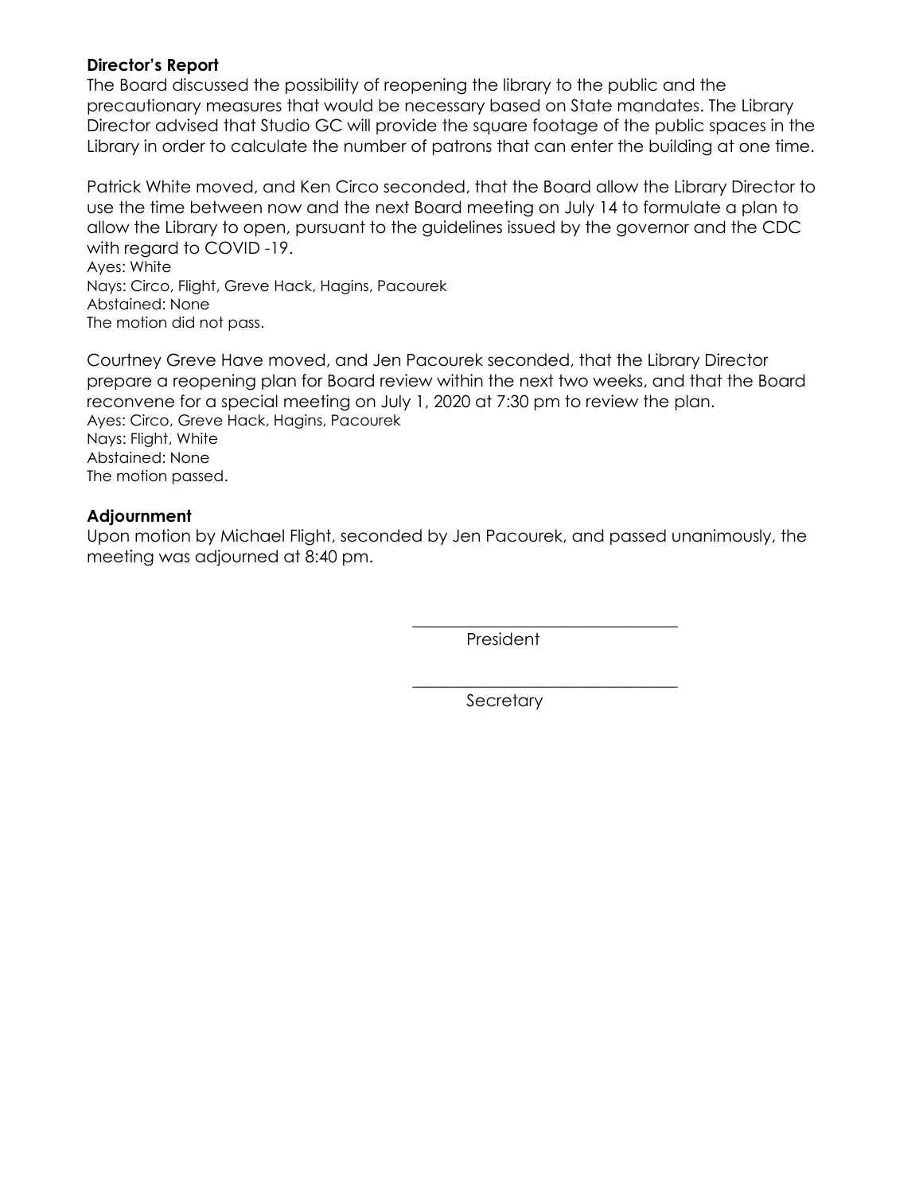**Director's Report**

The Board discussed the possibility of reopening the library to the public and the precautionary measures that would be necessary based on State mandates. The Library Director advised that Studio GC will provide the square footage of the public spaces in the Library in order to calculate the number of patrons that can enter the building at one time.

Patrick White moved, and Ken Circo seconded, that the Board allow the Library Director to use the time between now and the next Board meeting on July 14 to formulate a plan to allow the Library to open, pursuant to the guidelines issued by the governor and the CDC with regard to COVID -19.
Ayes: White
Nays: Circo, Flight, Greve Hack, Hagins, Pacourek
Abstained: None
The motion did not pass.

Courtney Greve Have moved, and Jen Pacourek seconded, that the Library Director prepare a reopening plan for Board review within the next two weeks, and that the Board reconvene for a special meeting on July 1, 2020 at 7:30 pm to review the plan.
Ayes: Circo, Greve Hack, Hagins, Pacourek
Nays: Flight, White
Abstained: None
The motion passed.

**Adjournment**

Upon motion by Michael Flight, seconded by Jen Pacourek, and passed unanimously, the meeting was adjourned at 8:40 pm.

\_\_\_\_\_\_\_\_\_\_\_\_\_\_\_\_\_\_\_\_\_\_\_\_\_\_\_\_\_\_\_\_
President

\_\_\_\_\_\_\_\_\_\_\_\_\_\_\_\_\_\_\_\_\_\_\_\_\_\_\_\_\_\_\_\_
Secretary